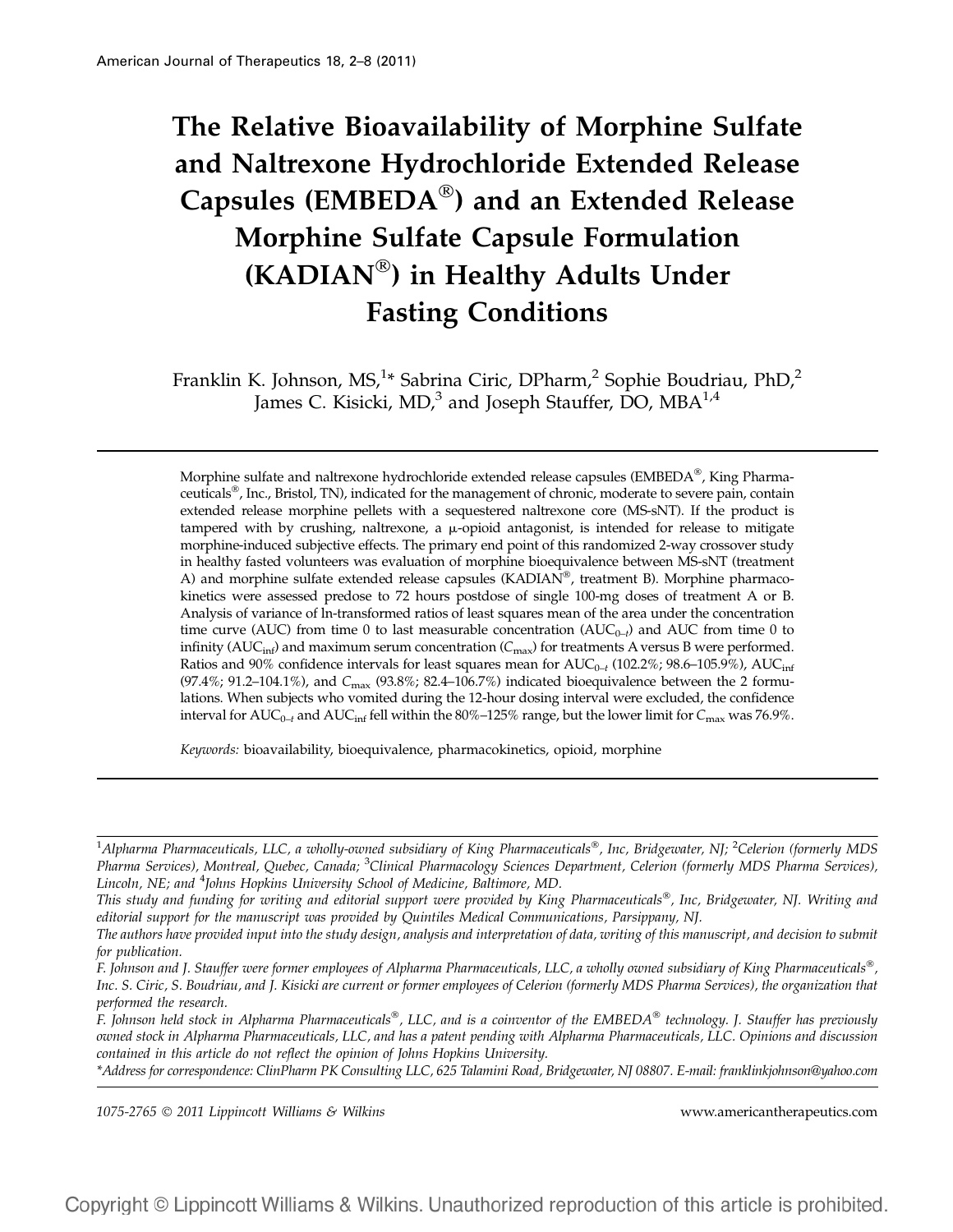# The Relative Bioavailability of Morphine Sulfate and Naltrexone Hydrochloride Extended Release Capsules (EMBEDA®) and an Extended Release Morphine Sulfate Capsule Formulation (KADIAN®) in Healthy Adults Under Fasting Conditions

Franklin K. Johnson, MS,[1]* Sabrina Ciric, DPharm,[2] Sophie Boudriau, PhD,[2] James C. Kisicki, MD,[3] and Joseph Stauffer, DO, MBA[1,4]

Morphine sulfate and naltrexone hydrochloride extended release capsules (EMBEDA®, King Pharmaceuticals®, Inc., Bristol, TN), indicated for the management of chronic, moderate to severe pain, contain extended release morphine pellets with a sequestered naltrexone core (MS-sNT). If the product is tampered with by crushing, naltrexone, a μ-opioid antagonist, is intended for release to mitigate morphine-induced subjective effects. The primary end point of this randomized 2-way crossover study in healthy fasted volunteers was evaluation of morphine bioequivalence between MS-sNT (treatment A) and morphine sulfate extended release capsules (KADIAN®, treatment B). Morphine pharmacokinetics were assessed predose to 72 hours postdose of single 100-mg doses of treatment A or B. Analysis of variance of ln-transformed ratios of least squares mean of the area under the concentration time curve (AUC) from time 0 to last measurable concentration ($AUC_{0-t}$) and AUC from time 0 to infinity ($AUC_{inf}$) and maximum serum concentration ($C_{max}$) for treatments A versus B were performed. Ratios and 90% confidence intervals for least squares mean for $AUC_{0-t}$ (102.2%; 98.6–105.9%), $AUC_{inf}$ (97.4%; 91.2–104.1%), and $C_{max}$ (93.8%; 82.4–106.7%) indicated bioequivalence between the 2 formulations. When subjects who vomited during the 12-hour dosing interval were excluded, the confidence interval for $AUC_{0-t}$ and $AUC_{inf}$ fell within the 80%–125% range, but the lower limit for $C_{max}$ was 76.9%.

*Keywords:* bioavailability, bioequivalence, pharmacokinetics, opioid, morphine

---

[1]*Alpharma Pharmaceuticals, LLC, a wholly-owned subsidiary of King Pharmaceuticals®, Inc, Bridgewater, NJ;* [2]*Celerion (formerly MDS Pharma Services), Montreal, Quebec, Canada;* [3]*Clinical Pharmacology Sciences Department, Celerion (formerly MDS Pharma Services), Lincoln, NE; and* [4]*Johns Hopkins University School of Medicine, Baltimore, MD.*

*This study and funding for writing and editorial support were provided by King Pharmaceuticals®, Inc, Bridgewater, NJ. Writing and editorial support for the manuscript was provided by Quintiles Medical Communications, Parsippany, NJ.*

*The authors have provided input into the study design, analysis and interpretation of data, writing of this manuscript, and decision to submit for publication.*

*F. Johnson and J. Stauffer were former employees of Alpharma Pharmaceuticals, LLC, a wholly owned subsidiary of King Pharmaceuticals®, Inc. S. Ciric, S. Boudriau, and J. Kisicki are current or former employees of Celerion (formerly MDS Pharma Services), the organization that performed the research.*

*F. Johnson held stock in Alpharma Pharmaceuticals®, LLC, and is a coinventor of the EMBEDA® technology. J. Stauffer has previously owned stock in Alpharma Pharmaceuticals, LLC, and has a patent pending with Alpharma Pharmaceuticals, LLC. Opinions and discussion contained in this article do not reflect the opinion of Johns Hopkins University.*

**Address for correspondence: ClinPharm PK Consulting LLC, 625 Talamini Road, Bridgewater, NJ 08807. E-mail: franklinkjohnson@yahoo.com*

1075-2765 © 2011 Lippincott Williams & Wilkins

www.americantherapeutics.com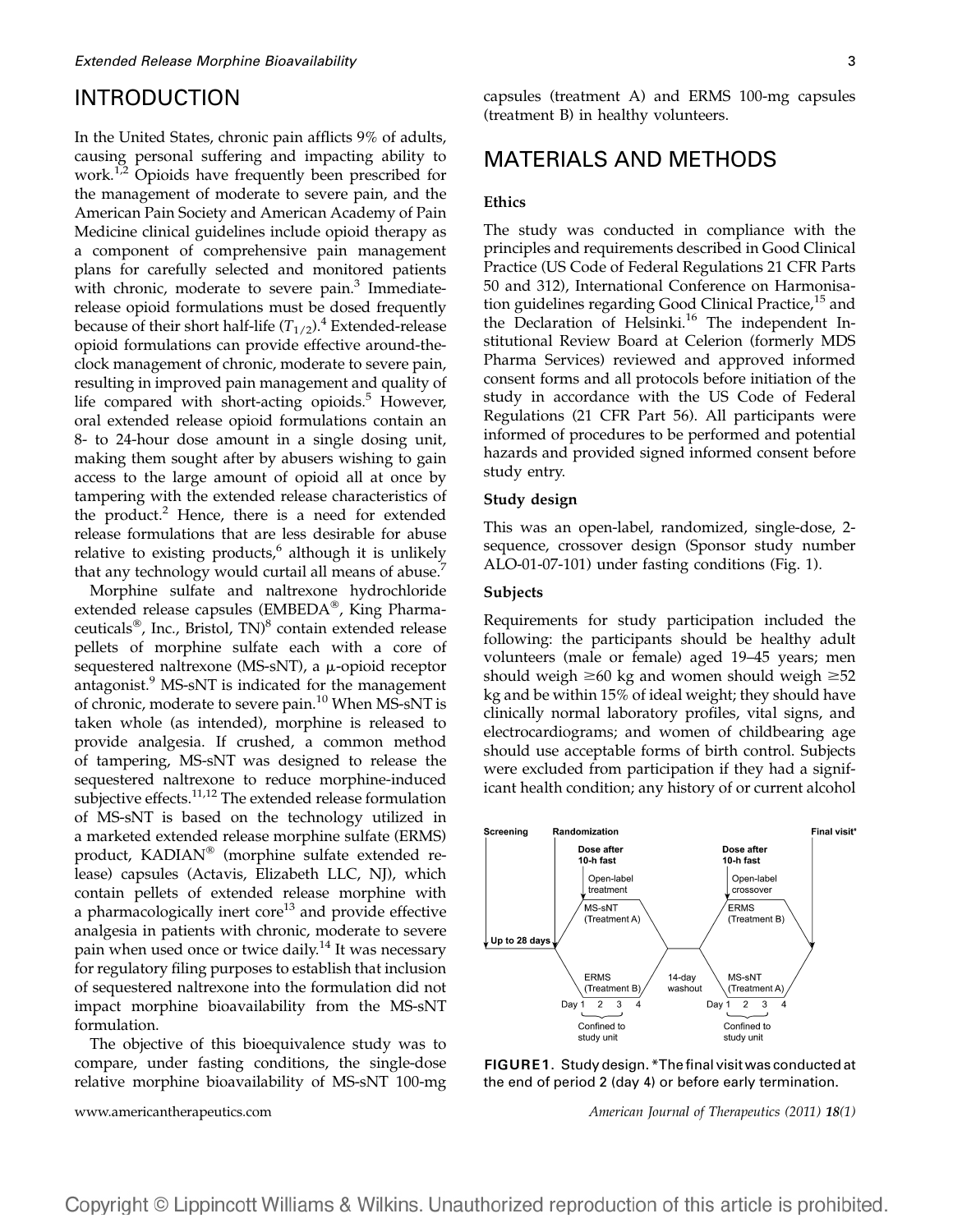## INTRODUCTION

In the United States, chronic pain afflicts 9% of adults, causing personal suffering and impacting ability to work.[1,2] Opioids have frequently been prescribed for the management of moderate to severe pain, and the American Pain Society and American Academy of Pain Medicine clinical guidelines include opioid therapy as a component of comprehensive pain management plans for carefully selected and monitored patients with chronic, moderate to severe pain.[3] Immediate-release opioid formulations must be dosed frequently because of their short half-life ($T_{1/2}$).[4] Extended-release opioid formulations can provide effective around-the-clock management of chronic, moderate to severe pain, resulting in improved pain management and quality of life compared with short-acting opioids.[5] However, oral extended release opioid formulations contain an 8- to 24-hour dose amount in a single dosing unit, making them sought after by abusers wishing to gain access to the large amount of opioid all at once by tampering with the extended release characteristics of the product.[2] Hence, there is a need for extended release formulations that are less desirable for abuse relative to existing products,[6] although it is unlikely that any technology would curtail all means of abuse.[7]

Morphine sulfate and naltrexone hydrochloride extended release capsules (EMBEDA®, King Pharmaceuticals®, Inc., Bristol, TN)[8] contain extended release pellets of morphine sulfate each with a core of sequestered naltrexone (MS-sNT), a μ-opioid receptor antagonist.[9] MS-sNT is indicated for the management of chronic, moderate to severe pain.[10] When MS-sNT is taken whole (as intended), morphine is released to provide analgesia. If crushed, a common method of tampering, MS-sNT was designed to release the sequestered naltrexone to reduce morphine-induced subjective effects.[11,12] The extended release formulation of MS-sNT is based on the technology utilized in a marketed extended release morphine sulfate (ERMS) product, KADIAN® (morphine sulfate extended release) capsules (Actavis, Elizabeth LLC, NJ), which contain pellets of extended release morphine with a pharmacologically inert core[13] and provide effective analgesia in patients with chronic, moderate to severe pain when used once or twice daily.[14] It was necessary for regulatory filing purposes to establish that inclusion of sequestered naltrexone into the formulation did not impact morphine bioavailability from the MS-sNT formulation.

The objective of this bioequivalence study was to compare, under fasting conditions, the single-dose relative morphine bioavailability of MS-sNT 100-mg capsules (treatment A) and ERMS 100-mg capsules (treatment B) in healthy volunteers.

## MATERIALS AND METHODS

### Ethics

The study was conducted in compliance with the principles and requirements described in Good Clinical Practice (US Code of Federal Regulations 21 CFR Parts 50 and 312), International Conference on Harmonisation guidelines regarding Good Clinical Practice,[15] and the Declaration of Helsinki.[16] The independent Institutional Review Board at Celerion (formerly MDS Pharma Services) reviewed and approved informed consent forms and all protocols before initiation of the study in accordance with the US Code of Federal Regulations (21 CFR Part 56). All participants were informed of procedures to be performed and potential hazards and provided signed informed consent before study entry.

### Study design

This was an open-label, randomized, single-dose, 2-sequence, crossover design (Sponsor study number ALO-01-07-101) under fasting conditions (Fig. 1).

### Subjects

Requirements for study participation included the following: the participants should be healthy adult volunteers (male or female) aged 19–45 years; men should weigh ≥60 kg and women should weigh ≥52 kg and be within 15% of ideal weight; they should have clinically normal laboratory profiles, vital signs, and electrocardiograms; and women of childbearing age should use acceptable forms of birth control. Subjects were excluded from participation if they had a significant health condition; any history of or current alcohol

**FIGURE 1.** Study design. *The final visit was conducted at the end of period 2 (day 4) or before early termination.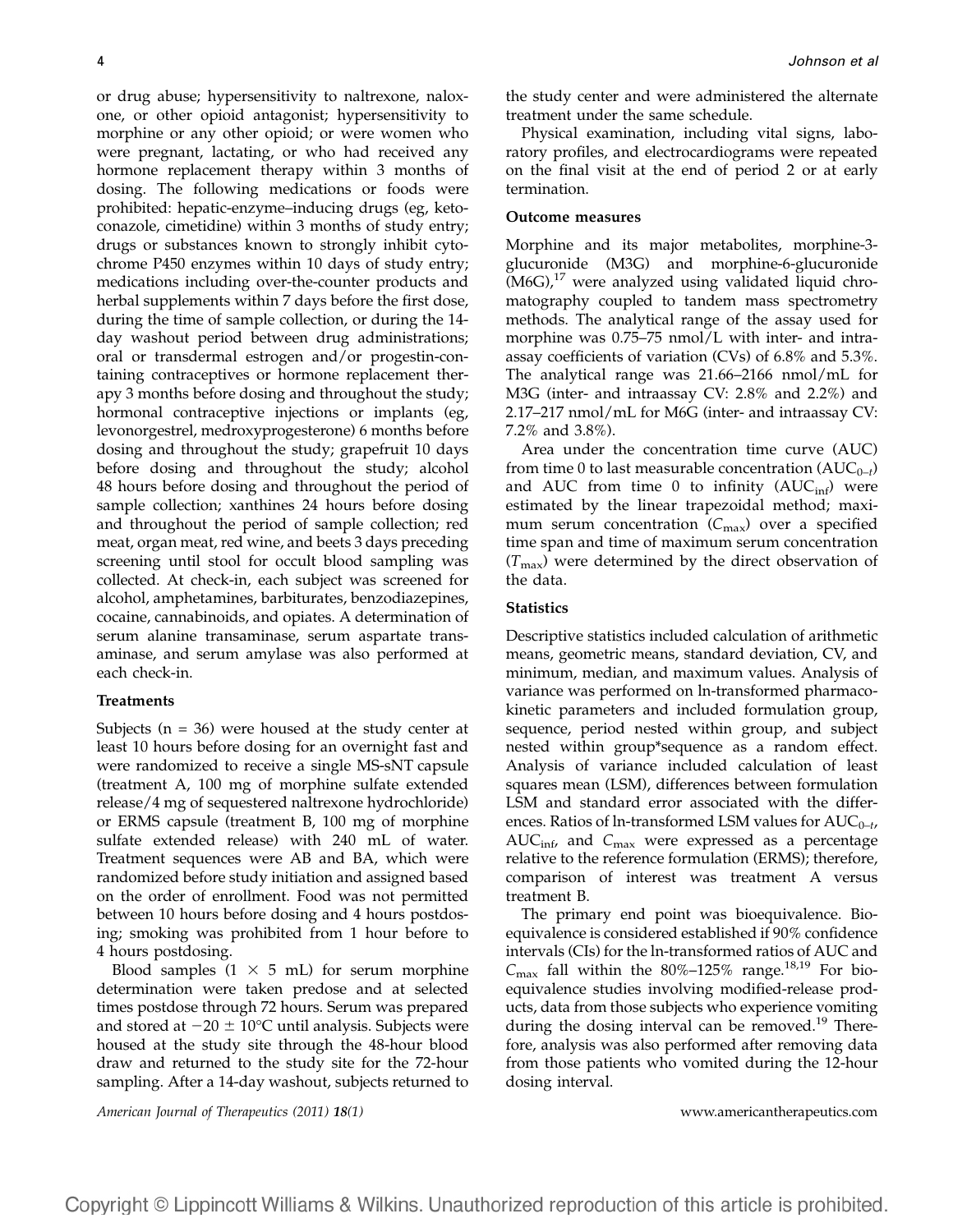or drug abuse; hypersensitivity to naltrexone, naloxone, or other opioid antagonist; hypersensitivity to morphine or any other opioid; or were women who were pregnant, lactating, or who had received any hormone replacement therapy within 3 months of dosing. The following medications or foods were prohibited: hepatic-enzyme–inducing drugs (eg, ketoconazole, cimetidine) within 3 months of study entry; drugs or substances known to strongly inhibit cytochrome P450 enzymes within 10 days of study entry; medications including over-the-counter products and herbal supplements within 7 days before the first dose, during the time of sample collection, or during the 14-day washout period between drug administrations; oral or transdermal estrogen and/or progestin-containing contraceptives or hormone replacement therapy 3 months before dosing and throughout the study; hormonal contraceptive injections or implants (eg, levonorgestrel, medroxyprogesterone) 6 months before dosing and throughout the study; grapefruit 10 days before dosing and throughout the study; alcohol 48 hours before dosing and throughout the period of sample collection; xanthines 24 hours before dosing and throughout the period of sample collection; red meat, organ meat, red wine, and beets 3 days preceding screening until stool for occult blood sampling was collected. At check-in, each subject was screened for alcohol, amphetamines, barbiturates, benzodiazepines, cocaine, cannabinoids, and opiates. A determination of serum alanine transaminase, serum aspartate transaminase, and serum amylase was also performed at each check-in.

### Treatments

Subjects (n = 36) were housed at the study center at least 10 hours before dosing for an overnight fast and were randomized to receive a single MS-sNT capsule (treatment A, 100 mg of morphine sulfate extended release/4 mg of sequestered naltrexone hydrochloride) or ERMS capsule (treatment B, 100 mg of morphine sulfate extended release) with 240 mL of water. Treatment sequences were AB and BA, which were randomized before study initiation and assigned based on the order of enrollment. Food was not permitted between 10 hours before dosing and 4 hours postdosing; smoking was prohibited from 1 hour before to 4 hours postdosing.

Blood samples ($1 \times 5$ mL) for serum morphine determination were taken predose and at selected times postdose through 72 hours. Serum was prepared and stored at $-20 \pm 10$°C until analysis. Subjects were housed at the study site through the 48-hour blood draw and returned to the study site for the 72-hour sampling. After a 14-day washout, subjects returned to the study center and were administered the alternate treatment under the same schedule.

Physical examination, including vital signs, laboratory profiles, and electrocardiograms were repeated on the final visit at the end of period 2 or at early termination.

### Outcome measures

Morphine and its major metabolites, morphine-3-glucuronide (M3G) and morphine-6-glucuronide (M6G),[17] were analyzed using validated liquid chromatography coupled to tandem mass spectrometry methods. The analytical range of the assay used for morphine was 0.75–75 nmol/L with inter- and intra-assay coefficients of variation (CVs) of 6.8% and 5.3%. The analytical range was 21.66–2166 nmol/mL for M3G (inter- and intraassay CV: 2.8% and 2.2%) and 2.17–217 nmol/mL for M6G (inter- and intraassay CV: 7.2% and 3.8%).

Area under the concentration time curve (AUC) from time 0 to last measurable concentration ($AUC_{0-t}$) and AUC from time 0 to infinity ($AUC_{inf}$) were estimated by the linear trapezoidal method; maximum serum concentration ($C_{max}$) over a specified time span and time of maximum serum concentration ($T_{max}$) were determined by the direct observation of the data.

### Statistics

Descriptive statistics included calculation of arithmetic means, geometric means, standard deviation, CV, and minimum, median, and maximum values. Analysis of variance was performed on ln-transformed pharmacokinetic parameters and included formulation group, sequence, period nested within group, and subject nested within group*sequence as a random effect. Analysis of variance included calculation of least squares mean (LSM), differences between formulation LSM and standard error associated with the differences. Ratios of ln-transformed LSM values for $AUC_{0-t}$, $AUC_{inf}$, and $C_{max}$ were expressed as a percentage relative to the reference formulation (ERMS); therefore, comparison of interest was treatment A versus treatment B.

The primary end point was bioequivalence. Bioequivalence is considered established if 90% confidence intervals (CIs) for the ln-transformed ratios of AUC and $C_{max}$ fall within the 80%–125% range.[18,19] For bioequivalence studies involving modified-release products, data from those subjects who experience vomiting during the dosing interval can be removed.[19] Therefore, analysis was also performed after removing data from those patients who vomited during the 12-hour dosing interval.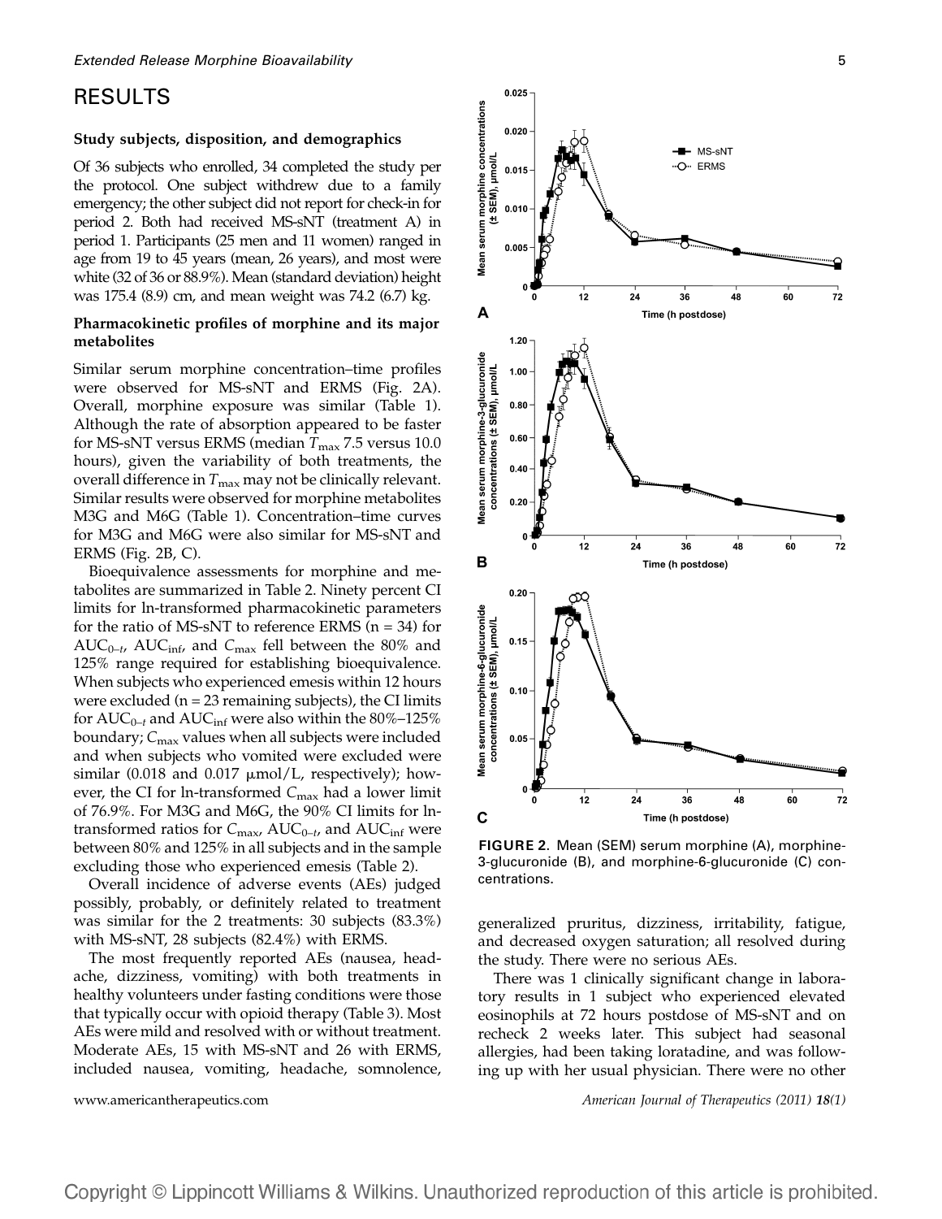## RESULTS

### Study subjects, disposition, and demographics

Of 36 subjects who enrolled, 34 completed the study per the protocol. One subject withdrew due to a family emergency; the other subject did not report for check-in for period 2. Both had received MS-sNT (treatment A) in period 1. Participants (25 men and 11 women) ranged in age from 19 to 45 years (mean, 26 years), and most were white (32 of 36 or 88.9%). Mean (standard deviation) height was 175.4 (8.9) cm, and mean weight was 74.2 (6.7) kg.

### Pharmacokinetic profiles of morphine and its major metabolites

Similar serum morphine concentration–time profiles were observed for MS-sNT and ERMS (Fig. 2A). Overall, morphine exposure was similar (Table 1). Although the rate of absorption appeared to be faster for MS-sNT versus ERMS (median $T_{max}$ 7.5 versus 10.0 hours), given the variability of both treatments, the overall difference in $T_{max}$ may not be clinically relevant. Similar results were observed for morphine metabolites M3G and M6G (Table 1). Concentration–time curves for M3G and M6G were also similar for MS-sNT and ERMS (Fig. 2B, C).

Bioequivalence assessments for morphine and metabolites are summarized in Table 2. Ninety percent CI limits for ln-transformed pharmacokinetic parameters for the ratio of MS-sNT to reference ERMS (n = 34) for $AUC_{0-t}$, $AUC_{inf}$, and $C_{max}$ fell between the 80% and 125% range required for establishing bioequivalence. When subjects who experienced emesis within 12 hours were excluded (n = 23 remaining subjects), the CI limits for $AUC_{0-t}$ and $AUC_{inf}$ were also within the 80%–125% boundary; $C_{max}$ values when all subjects were included and when subjects who vomited were excluded were similar (0.018 and 0.017 μmol/L, respectively); however, the CI for ln-transformed $C_{max}$ had a lower limit of 76.9%. For M3G and M6G, the 90% CI limits for ln-transformed ratios for $C_{max}$, $AUC_{0-t}$, and $AUC_{inf}$ were between 80% and 125% in all subjects and in the sample excluding those who experienced emesis (Table 2).

Overall incidence of adverse events (AEs) judged possibly, probably, or definitely related to treatment was similar for the 2 treatments: 30 subjects (83.3%) with MS-sNT, 28 subjects (82.4%) with ERMS.

The most frequently reported AEs (nausea, headache, dizziness, vomiting) with both treatments in healthy volunteers under fasting conditions were those that typically occur with opioid therapy (Table 3). Most AEs were mild and resolved with or without treatment. Moderate AEs, 15 with MS-sNT and 26 with ERMS, included nausea, vomiting, headache, somnolence, generalized pruritus, dizziness, irritability, fatigue, and decreased oxygen saturation; all resolved during the study. There were no serious AEs.

There was 1 clinically significant change in laboratory results in 1 subject who experienced elevated eosinophils at 72 hours postdose of MS-sNT and on recheck 2 weeks later. This subject had seasonal allergies, had been taking loratadine, and was following up with her usual physician. There were no other

**FIGURE 2.** Mean (SEM) serum morphine (A), morphine-3-glucuronide (B), and morphine-6-glucuronide (C) concentrations.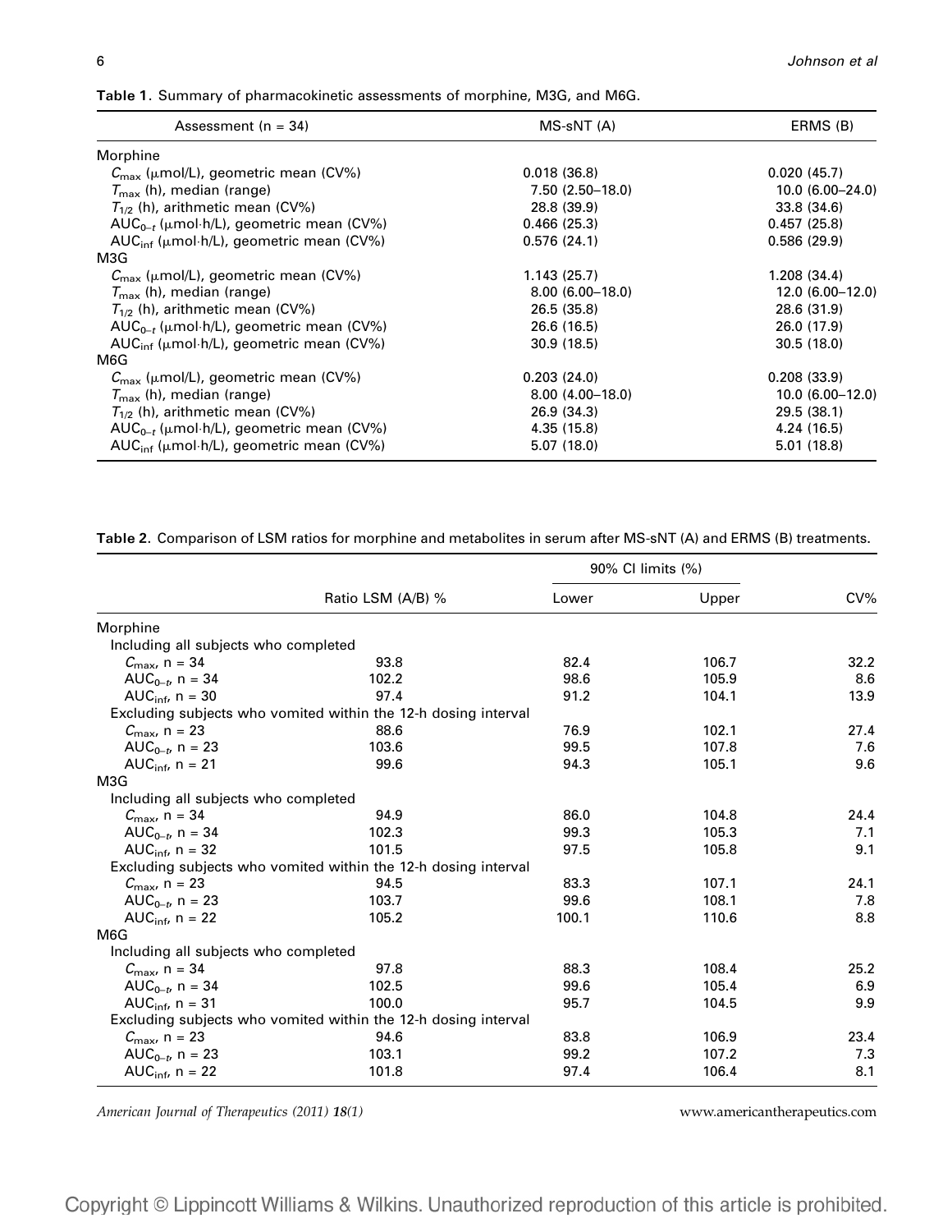**Table 1.** Summary of pharmacokinetic assessments of morphine, M3G, and M6G.

| Assessment (n = 34) | MS-sNT (A) | ERMS (B) |
|---|---|---|
| Morphine | | |
| $C_{max}$ (μmol/L), geometric mean (CV%) | 0.018 (36.8) | 0.020 (45.7) |
| $T_{max}$ (h), median (range) | 7.50 (2.50–18.0) | 10.0 (6.00–24.0) |
| $T_{1/2}$ (h), arithmetic mean (CV%) | 28.8 (39.9) | 33.8 (34.6) |
| $AUC_{0-t}$ (μmol·h/L), geometric mean (CV%) | 0.466 (25.3) | 0.457 (25.8) |
| $AUC_{inf}$ (μmol·h/L), geometric mean (CV%) | 0.576 (24.1) | 0.586 (29.9) |
| M3G | | |
| $C_{max}$ (μmol/L), geometric mean (CV%) | 1.143 (25.7) | 1.208 (34.4) |
| $T_{max}$ (h), median (range) | 8.00 (6.00–18.0) | 12.0 (6.00–12.0) |
| $T_{1/2}$ (h), arithmetic mean (CV%) | 26.5 (35.8) | 28.6 (31.9) |
| $AUC_{0-t}$ (μmol·h/L), geometric mean (CV%) | 26.6 (16.5) | 26.0 (17.9) |
| $AUC_{inf}$ (μmol·h/L), geometric mean (CV%) | 30.9 (18.5) | 30.5 (18.0) |
| M6G | | |
| $C_{max}$ (μmol/L), geometric mean (CV%) | 0.203 (24.0) | 0.208 (33.9) |
| $T_{max}$ (h), median (range) | 8.00 (4.00–18.0) | 10.0 (6.00–12.0) |
| $T_{1/2}$ (h), arithmetic mean (CV%) | 26.9 (34.3) | 29.5 (38.1) |
| $AUC_{0-t}$ (μmol·h/L), geometric mean (CV%) | 4.35 (15.8) | 4.24 (16.5) |
| $AUC_{inf}$ (μmol·h/L), geometric mean (CV%) | 5.07 (18.0) | 5.01 (18.8) |

**Table 2.** Comparison of LSM ratios for morphine and metabolites in serum after MS-sNT (A) and ERMS (B) treatments.

| | Ratio LSM (A/B) % | 90% CI limits (%) | | CV% |
|---|---|---|---|---|
| | | Lower | Upper | |
| Morphine | | | | |
| Including all subjects who completed | | | | |
| $C_{max}$, n = 34 | 93.8 | 82.4 | 106.7 | 32.2 |
| $AUC_{0-t}$, n = 34 | 102.2 | 98.6 | 105.9 | 8.6 |
| $AUC_{inf}$, n = 30 | 97.4 | 91.2 | 104.1 | 13.9 |
| Excluding subjects who vomited within the 12-h dosing interval | | | | |
| $C_{max}$, n = 23 | 88.6 | 76.9 | 102.1 | 27.4 |
| $AUC_{0-t}$, n = 23 | 103.6 | 99.5 | 107.8 | 7.6 |
| $AUC_{inf}$, n = 21 | 99.6 | 94.3 | 105.1 | 9.6 |
| M3G | | | | |
| Including all subjects who completed | | | | |
| $C_{max}$, n = 34 | 94.9 | 86.0 | 104.8 | 24.4 |
| $AUC_{0-t}$, n = 34 | 102.3 | 99.3 | 105.3 | 7.1 |
| $AUC_{inf}$, n = 32 | 101.5 | 97.5 | 105.8 | 9.1 |
| Excluding subjects who vomited within the 12-h dosing interval | | | | |
| $C_{max}$, n = 23 | 94.5 | 83.3 | 107.1 | 24.1 |
| $AUC_{0-t}$, n = 23 | 103.7 | 99.6 | 108.1 | 7.8 |
| $AUC_{inf}$, n = 22 | 105.2 | 100.1 | 110.6 | 8.8 |
| M6G | | | | |
| Including all subjects who completed | | | | |
| $C_{max}$, n = 34 | 97.8 | 88.3 | 108.4 | 25.2 |
| $AUC_{0-t}$, n = 34 | 102.5 | 99.6 | 105.4 | 6.9 |
| $AUC_{inf}$, n = 31 | 100.0 | 95.7 | 104.5 | 9.9 |
| Excluding subjects who vomited within the 12-h dosing interval | | | | |
| $C_{max}$, n = 23 | 94.6 | 83.8 | 106.9 | 23.4 |
| $AUC_{0-t}$, n = 23 | 103.1 | 99.2 | 107.2 | 7.3 |
| $AUC_{inf}$, n = 22 | 101.8 | 97.4 | 106.4 | 8.1 |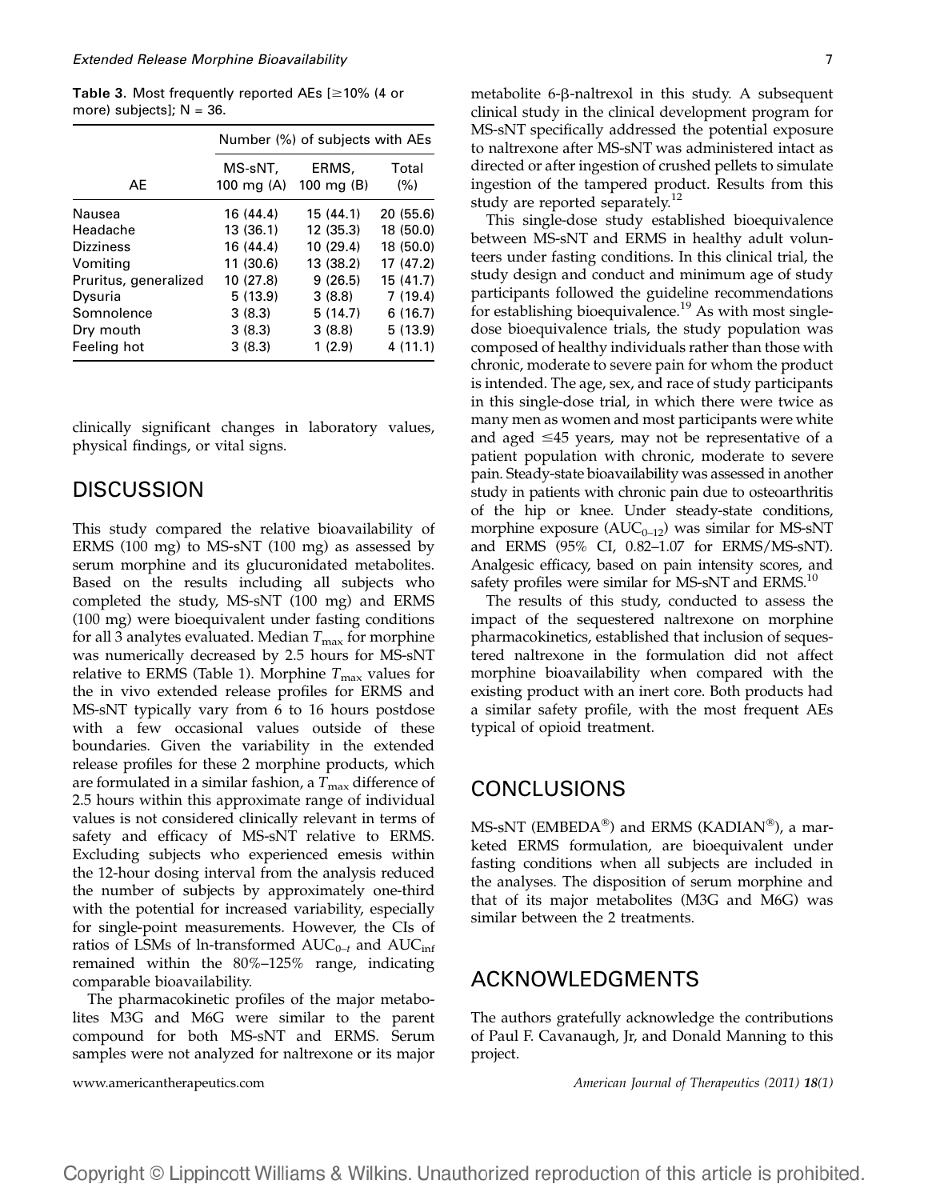**Table 3.** Most frequently reported AEs [≥10% (4 or more) subjects]; N = 36.

| | Number (%) of subjects with AEs | | |
|---|---|---|---|
| AE | MS-sNT, 100 mg (A) | ERMS, 100 mg (B) | Total (%) |
| Nausea | 16 (44.4) | 15 (44.1) | 20 (55.6) |
| Headache | 13 (36.1) | 12 (35.3) | 18 (50.0) |
| Dizziness | 16 (44.4) | 10 (29.4) | 18 (50.0) |
| Vomiting | 11 (30.6) | 13 (38.2) | 17 (47.2) |
| Pruritus, generalized | 10 (27.8) | 9 (26.5) | 15 (41.7) |
| Dysuria | 5 (13.9) | 3 (8.8) | 7 (19.4) |
| Somnolence | 3 (8.3) | 5 (14.7) | 6 (16.7) |
| Dry mouth | 3 (8.3) | 3 (8.8) | 5 (13.9) |
| Feeling hot | 3 (8.3) | 1 (2.9) | 4 (11.1) |

clinically significant changes in laboratory values, physical findings, or vital signs.

## DISCUSSION

This study compared the relative bioavailability of ERMS (100 mg) to MS-sNT (100 mg) as assessed by serum morphine and its glucuronidated metabolites. Based on the results including all subjects who completed the study, MS-sNT (100 mg) and ERMS (100 mg) were bioequivalent under fasting conditions for all 3 analytes evaluated. Median $T_{max}$ for morphine was numerically decreased by 2.5 hours for MS-sNT relative to ERMS (Table 1). Morphine $T_{max}$ values for the in vivo extended release profiles for ERMS and MS-sNT typically vary from 6 to 16 hours postdose with a few occasional values outside of these boundaries. Given the variability in the extended release profiles for these 2 morphine products, which are formulated in a similar fashion, a $T_{max}$ difference of 2.5 hours within this approximate range of individual values is not considered clinically relevant in terms of safety and efficacy of MS-sNT relative to ERMS. Excluding subjects who experienced emesis within the 12-hour dosing interval from the analysis reduced the number of subjects by approximately one-third with the potential for increased variability, especially for single-point measurements. However, the CIs of ratios of LSMs of ln-transformed $AUC_{0-t}$ and $AUC_{inf}$ remained within the 80%–125% range, indicating comparable bioavailability.

The pharmacokinetic profiles of the major metabolites M3G and M6G were similar to the parent compound for both MS-sNT and ERMS. Serum samples were not analyzed for naltrexone or its major metabolite 6-β-naltrexol in this study. A subsequent clinical study in the clinical development program for MS-sNT specifically addressed the potential exposure to naltrexone after MS-sNT was administered intact as directed or after ingestion of crushed pellets to simulate ingestion of the tampered product. Results from this study are reported separately.[12]

This single-dose study established bioequivalence between MS-sNT and ERMS in healthy adult volunteers under fasting conditions. In this clinical trial, the study design and conduct and minimum age of study participants followed the guideline recommendations for establishing bioequivalence.[19] As with most single-dose bioequivalence trials, the study population was composed of healthy individuals rather than those with chronic, moderate to severe pain for whom the product is intended. The age, sex, and race of study participants in this single-dose trial, in which there were twice as many men as women and most participants were white and aged ≤45 years, may not be representative of a patient population with chronic, moderate to severe pain. Steady-state bioavailability was assessed in another study in patients with chronic pain due to osteoarthritis of the hip or knee. Under steady-state conditions, morphine exposure ($AUC_{0-12}$) was similar for MS-sNT and ERMS (95% CI, 0.82–1.07 for ERMS/MS-sNT). Analgesic efficacy, based on pain intensity scores, and safety profiles were similar for MS-sNT and ERMS.[10]

The results of this study, conducted to assess the impact of the sequestered naltrexone on morphine pharmacokinetics, established that inclusion of sequestered naltrexone in the formulation did not affect morphine bioavailability when compared with the existing product with an inert core. Both products had a similar safety profile, with the most frequent AEs typical of opioid treatment.

## CONCLUSIONS

MS-sNT (EMBEDA®) and ERMS (KADIAN®), a marketed ERMS formulation, are bioequivalent under fasting conditions when all subjects are included in the analyses. The disposition of serum morphine and that of its major metabolites (M3G and M6G) was similar between the 2 treatments.

## ACKNOWLEDGMENTS

The authors gratefully acknowledge the contributions of Paul F. Cavanaugh, Jr, and Donald Manning to this project.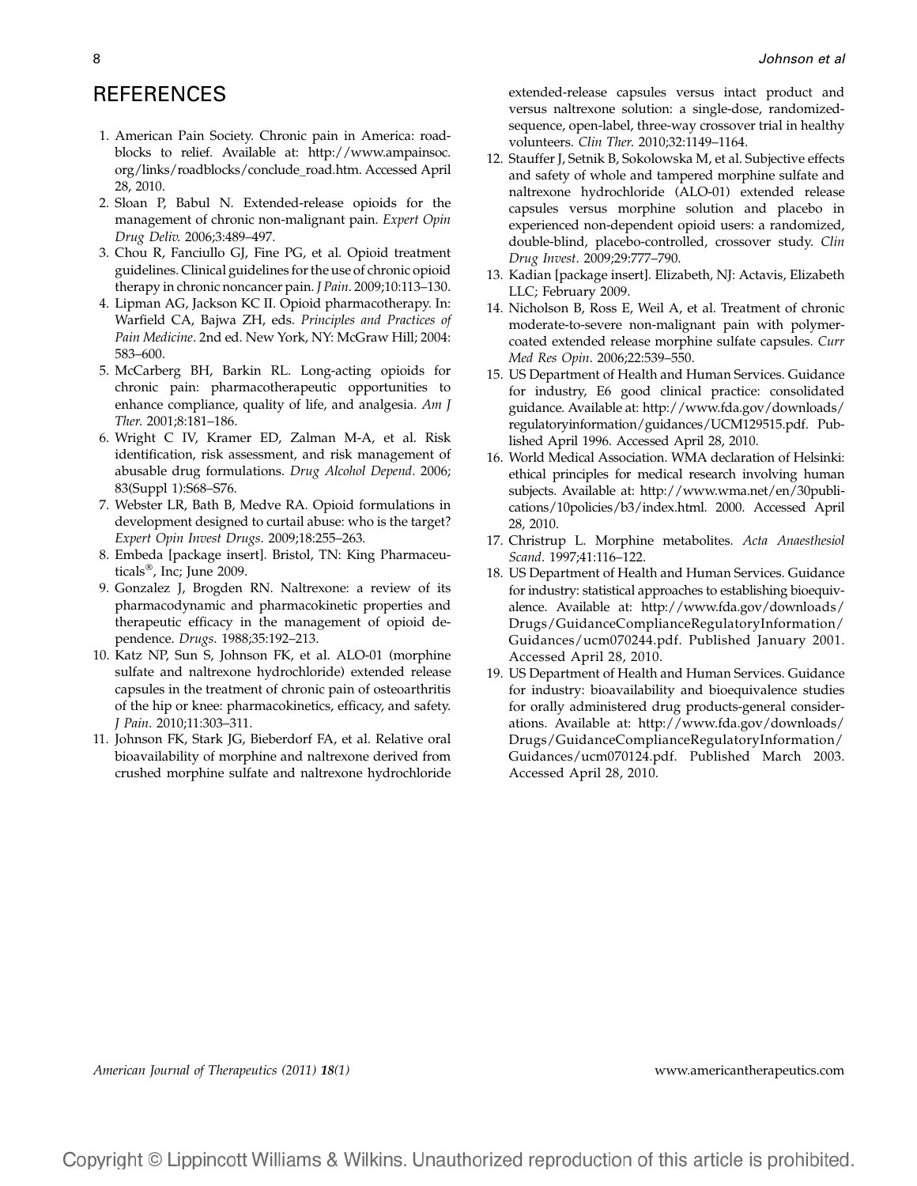## REFERENCES

1. American Pain Society. Chronic pain in America: roadblocks to relief. Available at: http://www.ampainsoc.org/links/roadblocks/conclude_road.htm. Accessed April 28, 2010.
2. Sloan P, Babul N. Extended-release opioids for the management of chronic non-malignant pain. *Expert Opin Drug Deliv.* 2006;3:489–497.
3. Chou R, Fanciullo GJ, Fine PG, et al. Opioid treatment guidelines. Clinical guidelines for the use of chronic opioid therapy in chronic noncancer pain. *J Pain*. 2009;10:113–130.
4. Lipman AG, Jackson KC II. Opioid pharmacotherapy. In: Warfield CA, Bajwa ZH, eds. *Principles and Practices of Pain Medicine*. 2nd ed. New York, NY: McGraw Hill; 2004: 583–600.
5. McCarberg BH, Barkin RL. Long-acting opioids for chronic pain: pharmacotherapeutic opportunities to enhance compliance, quality of life, and analgesia. *Am J Ther.* 2001;8:181–186.
6. Wright C IV, Kramer ED, Zalman M-A, et al. Risk identification, risk assessment, and risk management of abusable drug formulations. *Drug Alcohol Depend*. 2006; 83(Suppl 1):S68–S76.
7. Webster LR, Bath B, Medve RA. Opioid formulations in development designed to curtail abuse: who is the target? *Expert Opin Invest Drugs*. 2009;18:255–263.
8. Embeda [package insert]. Bristol, TN: King Pharmaceuticals®, Inc; June 2009.
9. Gonzalez J, Brogden RN. Naltrexone: a review of its pharmacodynamic and pharmacokinetic properties and therapeutic efficacy in the management of opioid dependence. *Drugs*. 1988;35:192–213.
10. Katz NP, Sun S, Johnson FK, et al. ALO-01 (morphine sulfate and naltrexone hydrochloride) extended release capsules in the treatment of chronic pain of osteoarthritis of the hip or knee: pharmacokinetics, efficacy, and safety. *J Pain*. 2010;11:303–311.
11. Johnson FK, Stark JG, Bieberdorf FA, et al. Relative oral bioavailability of morphine and naltrexone derived from crushed morphine sulfate and naltrexone hydrochloride extended-release capsules versus intact product and versus naltrexone solution: a single-dose, randomized-sequence, open-label, three-way crossover trial in healthy volunteers. *Clin Ther.* 2010;32:1149–1164.
12. Stauffer J, Setnik B, Sokolowska M, et al. Subjective effects and safety of whole and tampered morphine sulfate and naltrexone hydrochloride (ALO-01) extended release capsules versus morphine solution and placebo in experienced non-dependent opioid users: a randomized, double-blind, placebo-controlled, crossover study. *Clin Drug Invest*. 2009;29:777–790.
13. Kadian [package insert]. Elizabeth, NJ: Actavis, Elizabeth LLC; February 2009.
14. Nicholson B, Ross E, Weil A, et al. Treatment of chronic moderate-to-severe non-malignant pain with polymer-coated extended release morphine sulfate capsules. *Curr Med Res Opin*. 2006;22:539–550.
15. US Department of Health and Human Services. Guidance for industry, E6 good clinical practice: consolidated guidance. Available at: http://www.fda.gov/downloads/regulatoryinformation/guidances/UCM129515.pdf. Published April 1996. Accessed April 28, 2010.
16. World Medical Association. WMA declaration of Helsinki: ethical principles for medical research involving human subjects. Available at: http://www.wma.net/en/30publications/10policies/b3/index.html. 2000. Accessed April 28, 2010.
17. Christrup L. Morphine metabolites. *Acta Anaesthesiol Scand*. 1997;41:116–122.
18. US Department of Health and Human Services. Guidance for industry: statistical approaches to establishing bioequivalence. Available at: http://www.fda.gov/downloads/Drugs/GuidanceComplianceRegulatoryInformation/Guidances/ucm070244.pdf. Published January 2001. Accessed April 28, 2010.
19. US Department of Health and Human Services. Guidance for industry: bioavailability and bioequivalence studies for orally administered drug products-general considerations. Available at: http://www.fda.gov/downloads/Drugs/GuidanceComplianceRegulatoryInformation/Guidances/ucm070124.pdf. Published March 2003. Accessed April 28, 2010.

Copyright © Lippincott Williams & Wilkins. Unauthorized reproduction of this article is prohibited.